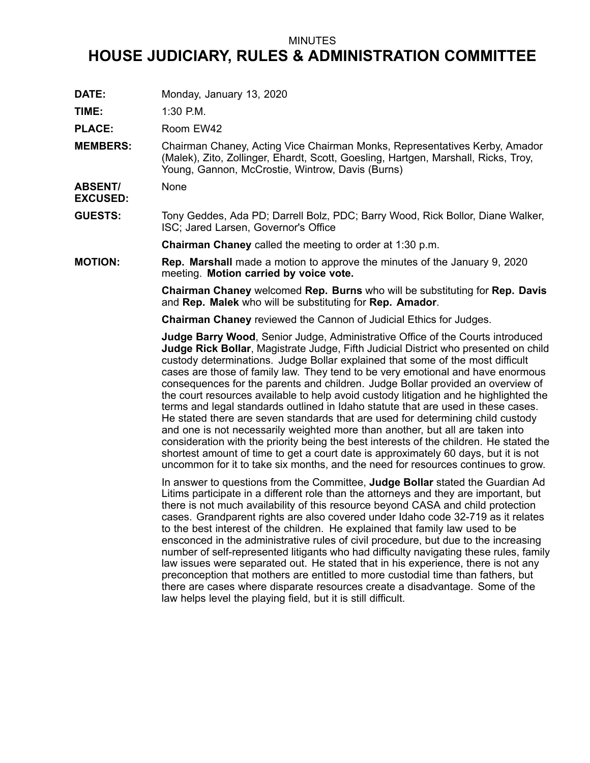MINUTES

# HOUSE JUDICIARY, RULES & ADMINISTRATION COMMITTEE

**DATE:** Monday, January 13, 2020

**TIME:** 1:30 P.M.

**PLACE:** Room EW42

**MEMBERS:** Chairman Chaney, Acting Vice Chairman Monks, Representatives Kerby, Amador (Malek), Zito, Zollinger, Ehardt, Scott, Goesling, Hartgen, Marshall, Ricks, Troy, Young, Gannon, McCrostie, Wintrow, Davis (Burns)

**ABSENT/ EXCUSED:** None

**GUESTS:** Tony Geddes, Ada PD; Darrell Bolz, PDC; Barry Wood, Rick Bollor, Diane Walker, ISC; Jared Larsen, Governor's Office

**Chairman Chaney** called the meeting to order at 1:30 p.m.

**MOTION:** **Rep. Marshall** made a motion to approve the minutes of the January 9, 2020 meeting. **Motion carried by voice vote.**

**Chairman Chaney** welcomed **Rep. Burns** who will be substituting for **Rep. Davis** and **Rep. Malek** who will be substituting for **Rep. Amador**.

**Chairman Chaney** reviewed the Cannon of Judicial Ethics for Judges.

**Judge Barry Wood**, Senior Judge, Administrative Office of the Courts introduced **Judge Rick Bollar**, Magistrate Judge, Fifth Judicial District who presented on child custody determinations. Judge Bollar explained that some of the most difficult cases are those of family law. They tend to be very emotional and have enormous consequences for the parents and children. Judge Bollar provided an overview of the court resources available to help avoid custody litigation and he highlighted the terms and legal standards outlined in Idaho statute that are used in these cases. He stated there are seven standards that are used for determining child custody and one is not necessarily weighted more than another, but all are taken into consideration with the priority being the best interests of the children. He stated the shortest amount of time to get a court date is approximately 60 days, but it is not uncommon for it to take six months, and the need for resources continues to grow.

In answer to questions from the Committee, **Judge Bollar** stated the Guardian Ad Litims participate in a different role than the attorneys and they are important, but there is not much availability of this resource beyond CASA and child protection cases. Grandparent rights are also covered under Idaho code 32-719 as it relates to the best interest of the children. He explained that family law used to be ensconced in the administrative rules of civil procedure, but due to the increasing number of self-represented litigants who had difficulty navigating these rules, family law issues were separated out. He stated that in his experience, there is not any preconception that mothers are entitled to more custodial time than fathers, but there are cases where disparate resources create a disadvantage. Some of the law helps level the playing field, but it is still difficult.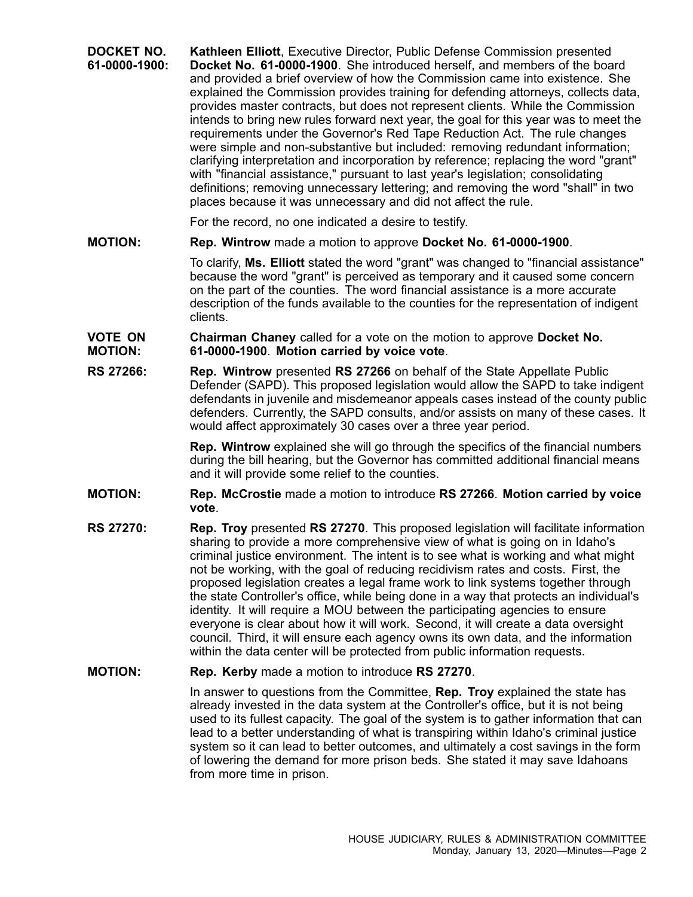**DOCKET NO. 61-0000-1900:** **Kathleen Elliott**, Executive Director, Public Defense Commission presented **Docket No. 61-0000-1900**. She introduced herself, and members of the board and provided a brief overview of how the Commission came into existence. She explained the Commission provides training for defending attorneys, collects data, provides master contracts, but does not represent clients. While the Commission intends to bring new rules forward next year, the goal for this year was to meet the requirements under the Governor's Red Tape Reduction Act. The rule changes were simple and non-substantive but included: removing redundant information; clarifying interpretation and incorporation by reference; replacing the word "grant" with "financial assistance," pursuant to last year's legislation; consolidating definitions; removing unnecessary lettering; and removing the word "shall" in two places because it was unnecessary and did not affect the rule.

For the record, no one indicated a desire to testify.

**MOTION:** **Rep. Wintrow** made a motion to approve **Docket No. 61-0000-1900**.

To clarify, **Ms. Elliott** stated the word "grant" was changed to "financial assistance" because the word "grant" is perceived as temporary and it caused some concern on the part of the counties. The word financial assistance is a more accurate description of the funds available to the counties for the representation of indigent clients.

**VOTE ON MOTION:** **Chairman Chaney** called for a vote on the motion to approve **Docket No. 61-0000-1900**. **Motion carried by voice vote**.

**RS 27266:** **Rep. Wintrow** presented **RS 27266** on behalf of the State Appellate Public Defender (SAPD). This proposed legislation would allow the SAPD to take indigent defendants in juvenile and misdemeanor appeals cases instead of the county public defenders. Currently, the SAPD consults, and/or assists on many of these cases. It would affect approximately 30 cases over a three year period.

**Rep. Wintrow** explained she will go through the specifics of the financial numbers during the bill hearing, but the Governor has committed additional financial means and it will provide some relief to the counties.

**MOTION:** **Rep. McCrostie** made a motion to introduce **RS 27266**. **Motion carried by voice vote**.

**RS 27270:** **Rep. Troy** presented **RS 27270**. This proposed legislation will facilitate information sharing to provide a more comprehensive view of what is going on in Idaho's criminal justice environment. The intent is to see what is working and what might not be working, with the goal of reducing recidivism rates and costs. First, the proposed legislation creates a legal frame work to link systems together through the state Controller's office, while being done in a way that protects an individual's identity. It will require a MOU between the participating agencies to ensure everyone is clear about how it will work. Second, it will create a data oversight council. Third, it will ensure each agency owns its own data, and the information within the data center will be protected from public information requests.

**MOTION:** **Rep. Kerby** made a motion to introduce **RS 27270**.

In answer to questions from the Committee, **Rep. Troy** explained the state has already invested in the data system at the Controller's office, but it is not being used to its fullest capacity. The goal of the system is to gather information that can lead to a better understanding of what is transpiring within Idaho's criminal justice system so it can lead to better outcomes, and ultimately a cost savings in the form of lowering the demand for more prison beds. She stated it may save Idahoans from more time in prison.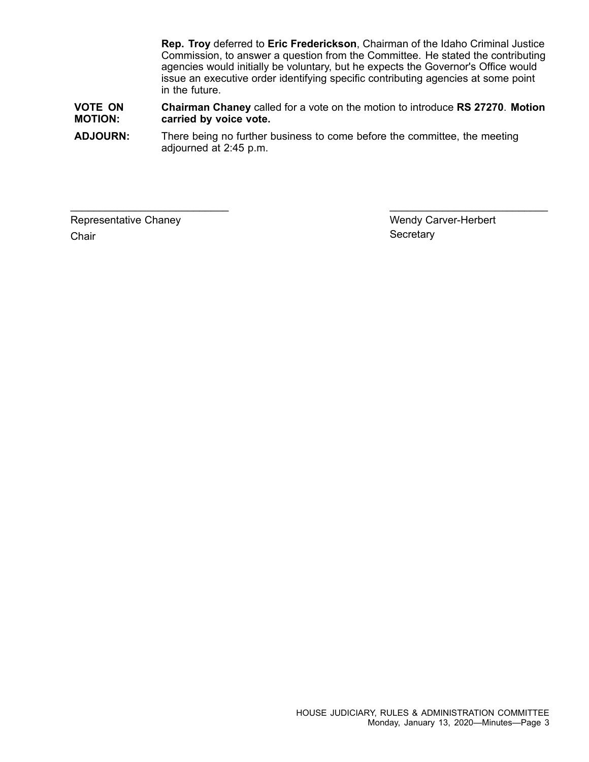**Rep. Troy** deferred to **Eric Frederickson**, Chairman of the Idaho Criminal Justice Commission, to answer a question from the Committee. He stated the contributing agencies would initially be voluntary, but he expects the Governor's Office would issue an executive order identifying specific contributing agencies at some point in the future.

**VOTE ON MOTION:** **Chairman Chaney** called for a vote on the motion to introduce **RS 27270**. **Motion carried by voice vote.**

**ADJOURN:** There being no further business to come before the committee, the meeting adjourned at 2:45 p.m.

___________________________
Representative Chaney
Chair

___________________________
Wendy Carver-Herbert
Secretary